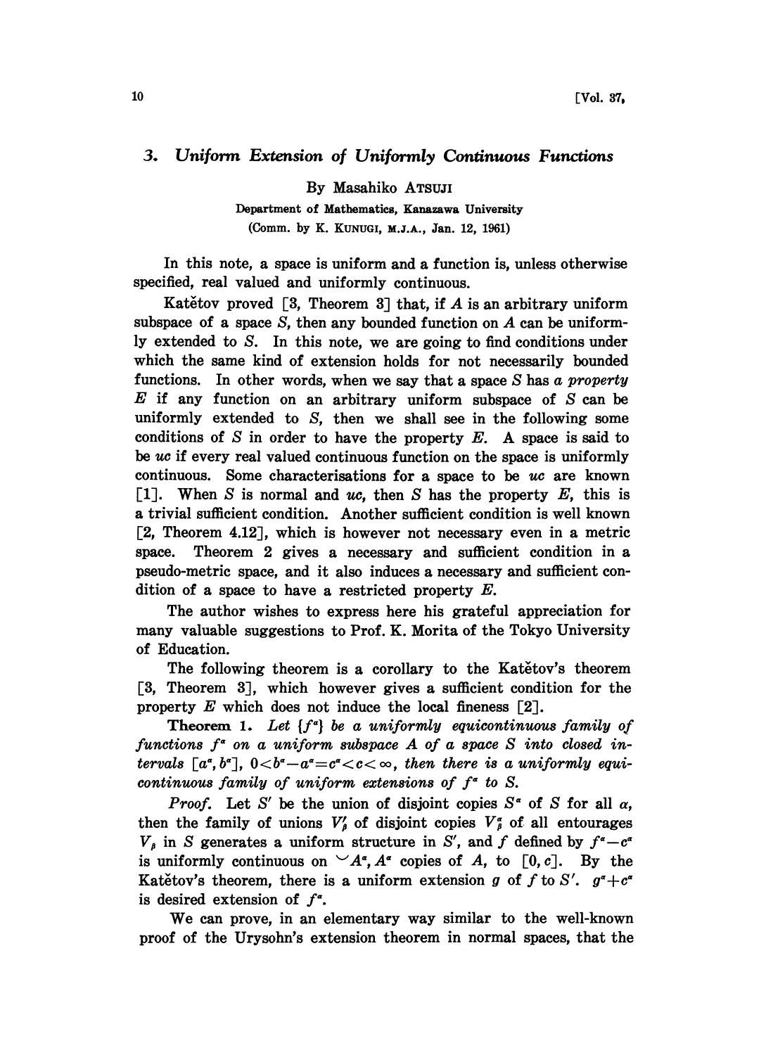# 3. *Uniform Extension of Uniformly Continuous Functions*

By Masahiko ATSUJI

Department of Mathematics, Kanazawa University
(Comm. by K. KUNUGI, M.J.A., Jan. 12, 1961)

In this note, a space is uniform and a function is, unless otherwise specified, real valued and uniformly continuous.

Katětov proved [3, Theorem 3] that, if $A$ is an arbitrary uniform subspace of a space $S$, then any bounded function on $A$ can be uniformly extended to $S$. In this note, we are going to find conditions under which the same kind of extension holds for not necessarily bounded functions. In other words, when we say that a space $S$ has *a property* $E$ if any function on an arbitrary uniform subspace of $S$ can be uniformly extended to $S$, then we shall see in the following some conditions of $S$ in order to have the property $E$. A space is said to be *uc* if every real valued continuous function on the space is uniformly continuous. Some characterisations for a space to be *uc* are known [1]. When $S$ is normal and *uc*, then $S$ has the property $E$, this is a trivial sufficient condition. Another sufficient condition is well known [2, Theorem 4.12], which is however not necessary even in a metric space. Theorem 2 gives a necessary and sufficient condition in a pseudo-metric space, and it also induces a necessary and sufficient condition of a space to have a restricted property $E$.

The author wishes to express here his grateful appreciation for many valuable suggestions to Prof. K. Morita of the Tokyo University of Education.

The following theorem is a corollary to the Katětov's theorem [3, Theorem 3], which however gives a sufficient condition for the property $E$ which does not induce the local fineness [2].

**Theorem 1.** *Let $\{f^\alpha\}$ be a uniformly equicontinuous family of functions $f^\alpha$ on a uniform subspace $A$ of a space $S$ into closed intervals $[a^\alpha, b^\alpha]$, $0<b^\alpha-a^\alpha=c^\alpha<c<\infty$, then there is a uniformly equicontinuous family of uniform extensions of $f^\alpha$ to $S$.*

*Proof.* Let $S'$ be the union of disjoint copies $S^\alpha$ of $S$ for all $\alpha$, then the family of unions $V'_\beta$ of disjoint copies $V^\alpha_\beta$ of all entourages $V_\beta$ in $S$ generates a uniform structure in $S'$, and $f$ defined by $f^\alpha - c^\alpha$ is uniformly continuous on $\smile A^\alpha$, $A^\alpha$ copies of $A$, to $[0, c]$. By the Katětov's theorem, there is a uniform extension $g$ of $f$ to $S'$. $g^\alpha + c^\alpha$ is desired extension of $f^\alpha$.

We can prove, in an elementary way similar to the well-known proof of the Urysohn's extension theorem in normal spaces, that the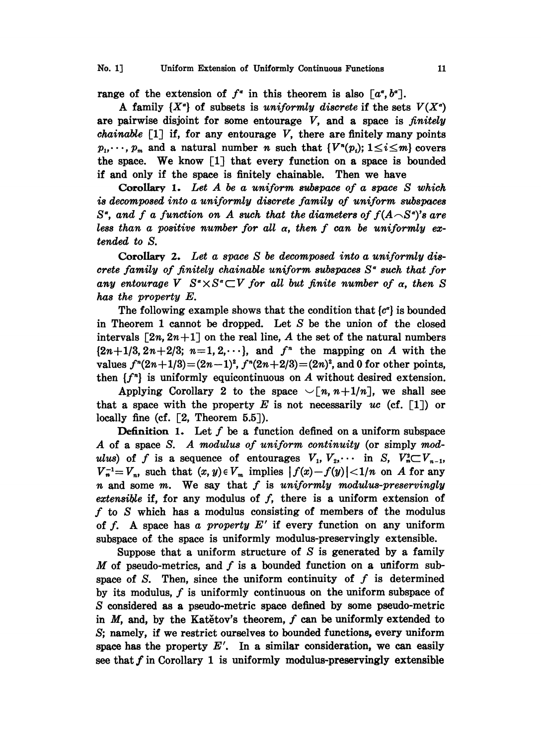range of the extension of $f^\alpha$ in this theorem is also $[a^\alpha, b^\alpha]$.

A family $\{X^\alpha\}$ of subsets is *uniformly discrete* if the sets $V(X^\alpha)$ are pairwise disjoint for some entourage $V$, and a space is *finitely chainable* [1] if, for any entourage $V$, there are finitely many points $p_1, \cdots, p_m$ and a natural number $n$ such that $\{V^n(p_i);\ 1 \leq i \leq m\}$ covers the space. We know [1] that every function on a space is bounded if and only if the space is finitely chainable. Then we have

**Corollary 1.** *Let $A$ be a uniform subspace of a space $S$ which is decomposed into a uniformly discrete family of uniform subspaces $S^\alpha$, and $f$ a function on $A$ such that the diameters of $f(A \frown S^\alpha)$'s are less than a positive number for all $\alpha$, then $f$ can be uniformly extended to $S$.*

**Corollary 2.** *Let a space $S$ be decomposed into a uniformly discrete family of finitely chainable uniform subspaces $S^\alpha$ such that for any entourage $V$ $S^\alpha \times S^\alpha \subset V$ for all but finite number of $\alpha$, then $S$ has the property $E$.*

The following example shows that the condition that $\{c^\alpha\}$ is bounded in Theorem 1 cannot be dropped. Let $S$ be the union of the closed intervals $[2n, 2n+1]$ on the real line, $A$ the set of the natural numbers $\{2n+1/3, 2n+2/3;\ n=1, 2, \cdots\}$, and $f^n$ the mapping on $A$ with the values $f^n(2n+1/3)=(2n-1)^2$, $f^n(2n+2/3)=(2n)^2$, and 0 for other points, then $\{f^n\}$ is uniformly equicontinuous on $A$ without desired extension.

Applying Corollary 2 to the space $\smile[n, n+1/n]$, we shall see that a space with the property $E$ is not necessarily *uc* (cf. [1]) or locally fine (cf. [2, Theorem 5.5]).

**Definition 1.** Let $f$ be a function defined on a uniform subspace $A$ of a space $S$. *A modulus of uniform continuity* (or simply *modulus*) of $f$ is a sequence of entourages $V_1, V_2, \cdots$ in $S$, $V_n^2 \subset V_{n-1}$, $V_n^{-1} = V_n$, such that $(x, y) \in V_m$ implies $|f(x) - f(y)| < 1/n$ on $A$ for any $n$ and some $m$. We say that $f$ is *uniformly modulus-preservingly extensible* if, for any modulus of $f$, there is a uniform extension of $f$ to $S$ which has a modulus consisting of members of the modulus of $f$. A space has *a property $E'$* if every function on any uniform subspace of the space is uniformly modulus-preservingly extensible.

Suppose that a uniform structure of $S$ is generated by a family $M$ of pseudo-metrics, and $f$ is a bounded function on a uniform subspace of $S$. Then, since the uniform continuity of $f$ is determined by its modulus, $f$ is uniformly continuous on the uniform subspace of $S$ considered as a pseudo-metric space defined by some pseudo-metric in $M$, and, by the Katětov's theorem, $f$ can be uniformly extended to $S$; namely, if we restrict ourselves to bounded functions, every uniform space has the property $E'$. In a similar consideration, we can easily see that $f$ in Corollary 1 is uniformly modulus-preservingly extensible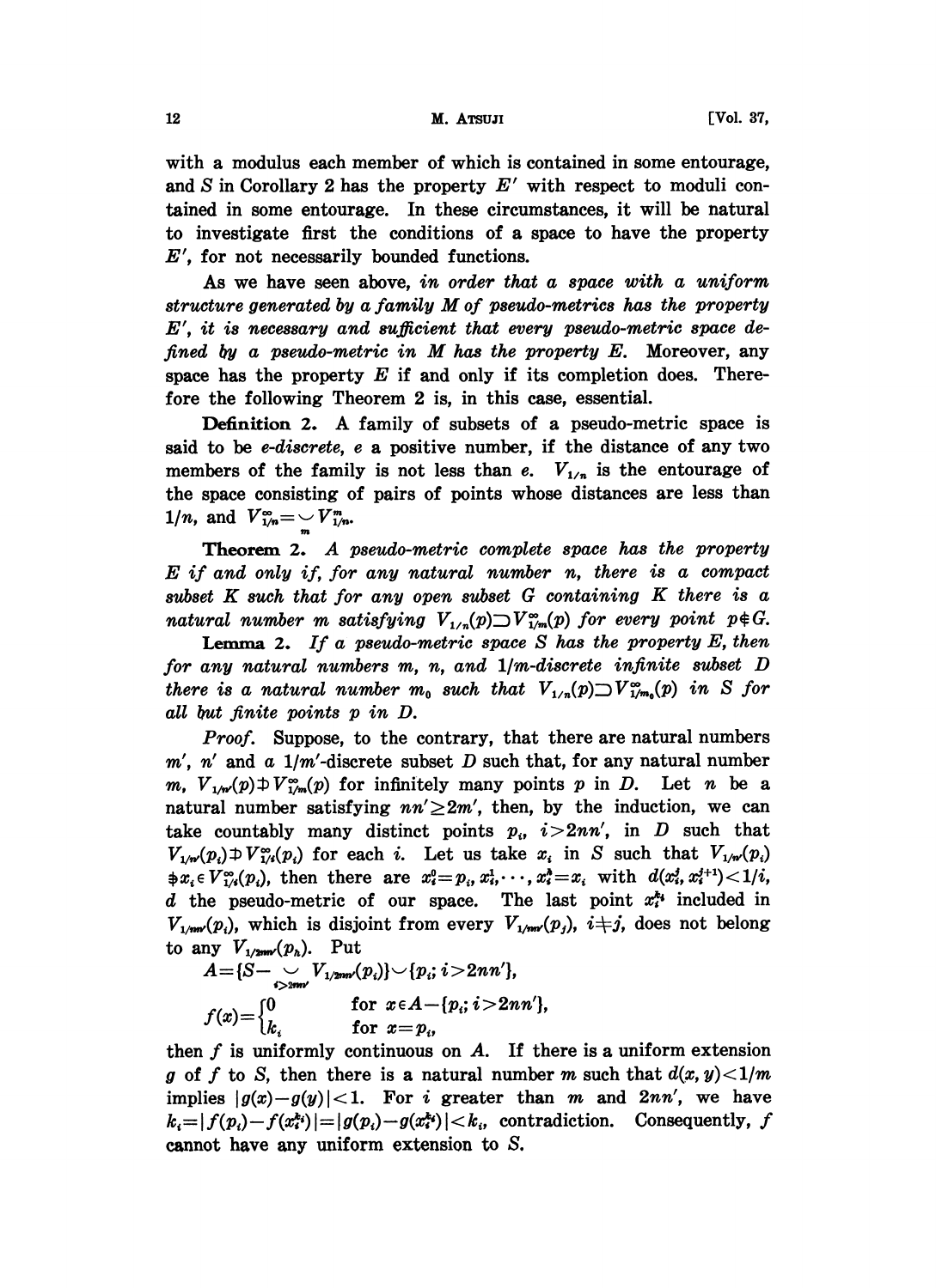with a modulus each member of which is contained in some entourage, and $S$ in Corollary 2 has the property $E'$ with respect to moduli contained in some entourage. In these circumstances, it will be natural to investigate first the conditions of a space to have the property $E'$, for not necessarily bounded functions.

As we have seen above, *in order that a space with a uniform structure generated by a family $M$ of pseudo-metrics has the property $E'$, it is necessary and sufficient that every pseudo-metric space defined by a pseudo-metric in $M$ has the property $E$.* Moreover, any space has the property $E$ if and only if its completion does. Therefore the following Theorem 2 is, in this case, essential.

**Definition 2.** A family of subsets of a pseudo-metric space is said to be *e-discrete*, $e$ a positive number, if the distance of any two members of the family is not less than $e$. $V_{1/n}$ is the entourage of the space consisting of pairs of points whose distances are less than $1/n$, and $V_{1/n}^{\infty}=\bigcup_m V_{1/n}^m$.

**Theorem 2.** *A pseudo-metric complete space has the property $E$ if and only if, for any natural number $n$, there is a compact subset $K$ such that for any open subset $G$ containing $K$ there is a natural number $m$ satisfying $V_{1/n}(p)\supset V_{1/m}^{\infty}(p)$ for every point $p\notin G$.*

**Lemma 2.** *If a pseudo-metric space $S$ has the property $E$, then for any natural numbers $m$, $n$, and $1/m$-discrete infinite subset $D$ there is a natural number $m_0$ such that $V_{1/n}(p)\supset V_{1/m_0}^{\infty}(p)$ in $S$ for all but finite points $p$ in $D$.*

*Proof.* Suppose, to the contrary, that there are natural numbers $m'$, $n'$ and a $1/m'$-discrete subset $D$ such that, for any natural number $m$, $V_{1/n'}(p)\not\supset V_{1/m}^{\infty}(p)$ for infinitely many points $p$ in $D$. Let $n$ be a natural number satisfying $nn'\geq 2m'$, then, by the induction, we can take countably many distinct points $p_i$, $i>2nn'$, in $D$ such that $V_{1/n'}(p_i)\not\supset V_{1/i}^{\infty}(p_i)$ for each $i$. Let us take $x_i$ in $S$ such that $V_{1/n'}(p_i)\not\ni x_i\in V_{1/i}^{\infty}(p_i)$, then there are $x_i^0=p_i, x_i^1,\cdots, x_i^k=x_i$ with $d(x_i^j, x_i^{j+1})<1/i$, $d$ the pseudo-metric of our space. The last point $x_i^{k_i}$ included in $V_{1/nn'}(p_i)$, which is disjoint from every $V_{1/nn'}(p_j)$, $i\neq j$, does not belong to any $V_{1/2nn'}(p_h)$. Put

$$A=\{S-\bigcup_{i>2nn'} V_{1/2nn'}(p_i)\}\cup\{p_i;\, i>2nn'\},$$

$$f(x)=\begin{cases}0 & \text{for } x\in A-\{p_i;\, i>2nn'\},\\ k_i & \text{for } x=p_i,\end{cases}$$

then $f$ is uniformly continuous on $A$. If there is a uniform extension $g$ of $f$ to $S$, then there is a natural number $m$ such that $d(x,y)<1/m$ implies $|g(x)-g(y)|<1$. For $i$ greater than $m$ and $2nn'$, we have $k_i=|f(p_i)-f(x_i^{k_i})|=|g(p_i)-g(x_i^{k_i})|<k_i$, contradiction. Consequently, $f$ cannot have any uniform extension to $S$.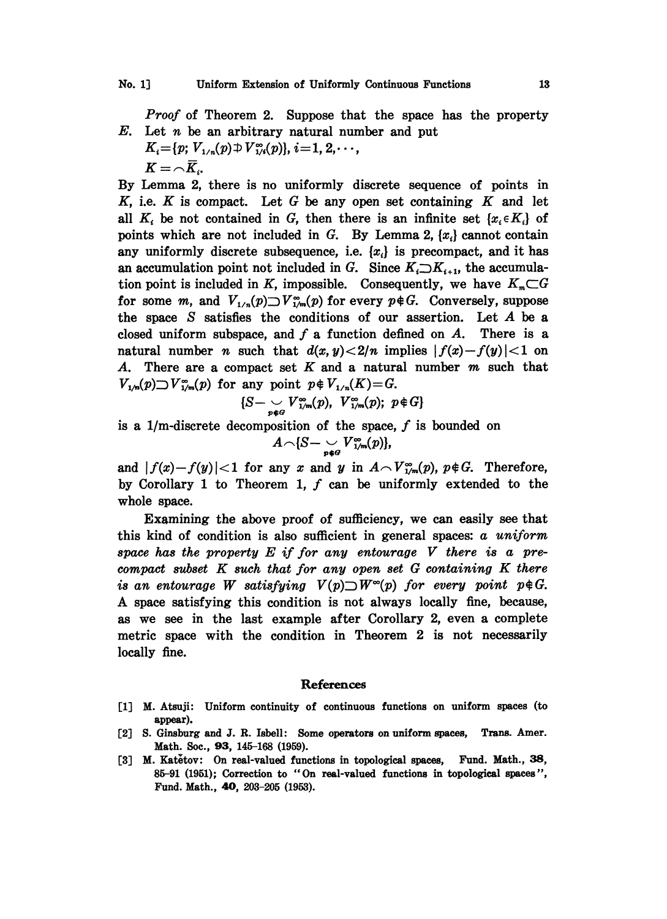*Proof* of Theorem 2. Suppose that the space has the property $E$. Let $n$ be an arbitrary natural number and put

$K_i = \{p;\ V_{1/n}(p) \not\supset V^{\infty}_{1/i}(p)\},\ i=1, 2, \cdots,$

$K = \frown \bar{K}_i.$

By Lemma 2, there is no uniformly discrete sequence of points in $K$, i.e. $K$ is compact. Let $G$ be any open set containing $K$ and let all $K_i$ be not contained in $G$, then there is an infinite set $\{x_i \in K_i\}$ of points which are not included in $G$. By Lemma 2, $\{x_i\}$ cannot contain any uniformly discrete subsequence, i.e. $\{x_i\}$ is precompact, and it has an accumulation point not included in $G$. Since $K_i \supset K_{i+1}$, the accumulation point is included in $K$, impossible. Consequently, we have $K_m \subset G$ for some $m$, and $V_{1/n}(p) \supset V^{\infty}_{1/m}(p)$ for every $p \notin G$. Conversely, suppose the space $S$ satisfies the conditions of our assertion. Let $A$ be a closed uniform subspace, and $f$ a function defined on $A$. There is a natural number $n$ such that $d(x, y) < 2/n$ implies $|f(x) - f(y)| < 1$ on $A$. There are a compact set $K$ and a natural number $m$ such that $V_{1/n}(p) \supset V^{\infty}_{1/m}(p)$ for any point $p \notin V_{1/n}(K) = G$.

$$\{S - \smile_{p \notin G} V^{\infty}_{1/m}(p),\ V^{\infty}_{1/m}(p);\ p \notin G\}$$

is a $1/m$-discrete decomposition of the space, $f$ is bounded on

$$A \frown \{S - \smile_{p \notin G} V^{\infty}_{1/m}(p)\},$$

and $|f(x) - f(y)| < 1$ for any $x$ and $y$ in $A \frown V^{\infty}_{1/m}(p)$, $p \notin G$. Therefore, by Corollary 1 to Theorem 1, $f$ can be uniformly extended to the whole space.

Examining the above proof of sufficiency, we can easily see that this kind of condition is also sufficient in general spaces: *a uniform space has the property $E$ if for any entourage $V$ there is a precompact subset $K$ such that for any open set $G$ containing $K$ there is an entourage $W$ satisfying $V(p) \supset W^{\infty}(p)$ for every point $p \notin G$.* A space satisfying this condition is not always locally fine, because, as we see in the last example after Corollary 2, even a complete metric space with the condition in Theorem 2 is not necessarily locally fine.

## References

[1] M. Atsuji: Uniform continuity of continuous functions on uniform spaces (to appear).

[2] S. Ginsburg and J. R. Isbell: Some operators on uniform spaces, Trans. Amer. Math. Soc., **93**, 145–168 (1959).

[3] M. Katětov: On real-valued functions in topological spaces, Fund. Math., **38**, 85–91 (1951); Correction to "On real-valued functions in topological spaces", Fund. Math., **40**, 203–205 (1953).